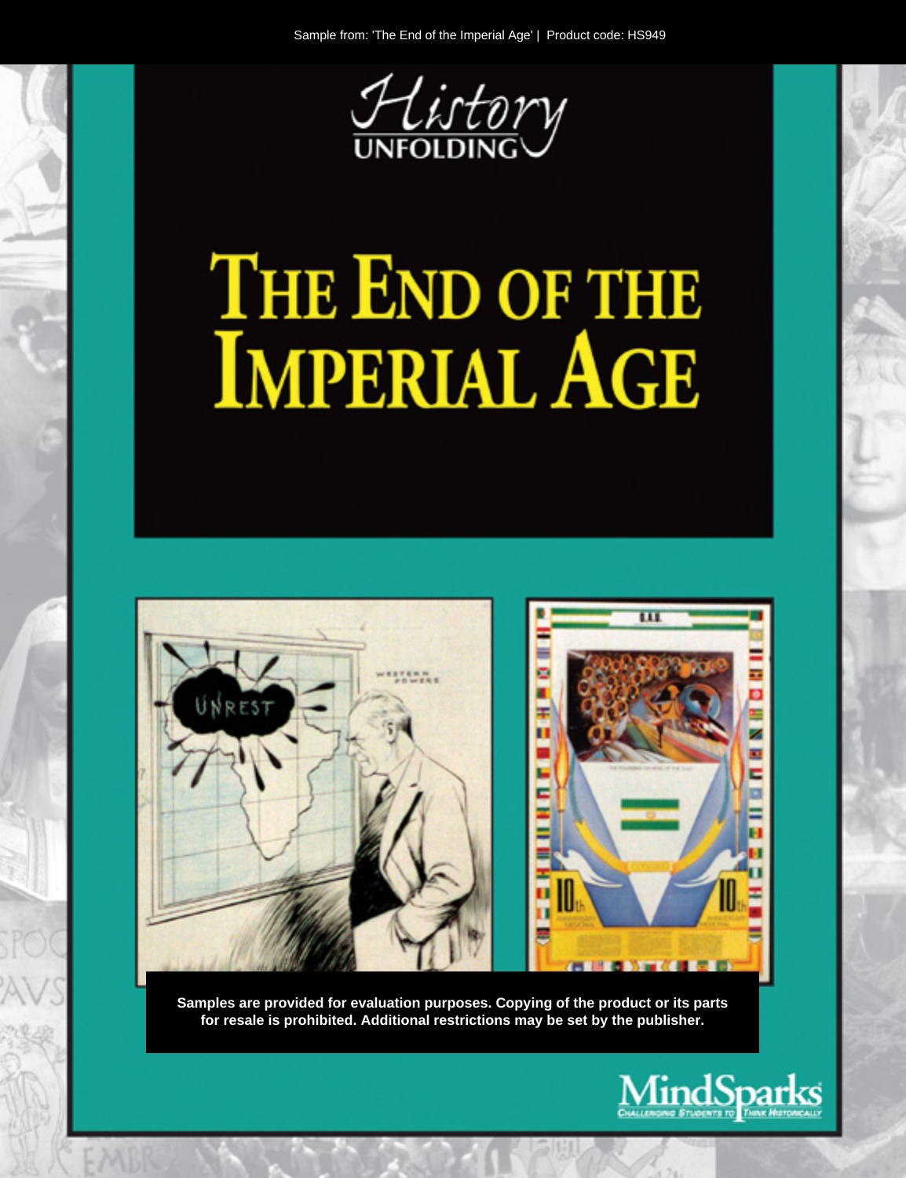Sample from: 'The End of the Imperial Age' | Product code: HS949

History UNFOLDING

# THE END OF THE IMPERIAL AGE

**Samples are provided for evaluation purposes. Copying of the product or its parts for resale is prohibited. Additional restrictions may be set by the publisher.**

MindSparks
CHALLENGING STUDENTS TO THINK HISTORICALLY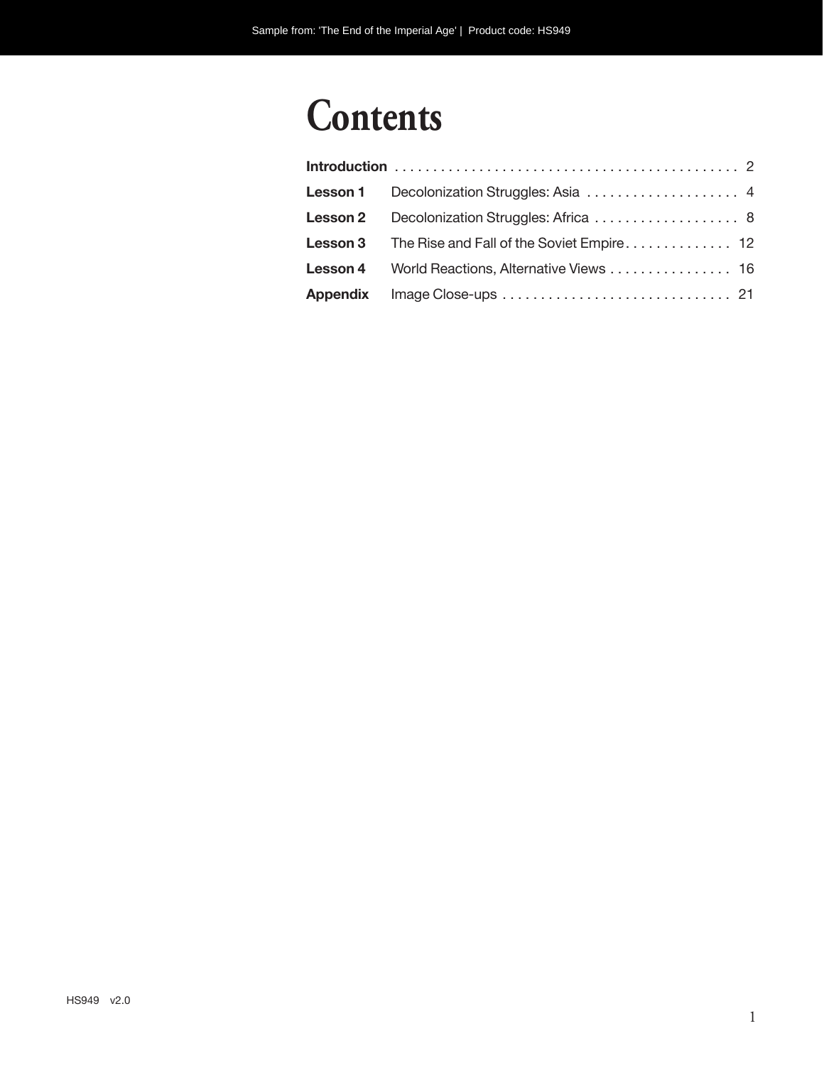# Contents

| | | |
|---|---|---|
| **Introduction** | | 2 |
| **Lesson 1** | Decolonization Struggles: Asia | 4 |
| **Lesson 2** | Decolonization Struggles: Africa | 8 |
| **Lesson 3** | The Rise and Fall of the Soviet Empire | 12 |
| **Lesson 4** | World Reactions, Alternative Views | 16 |
| **Appendix** | Image Close-ups | 21 |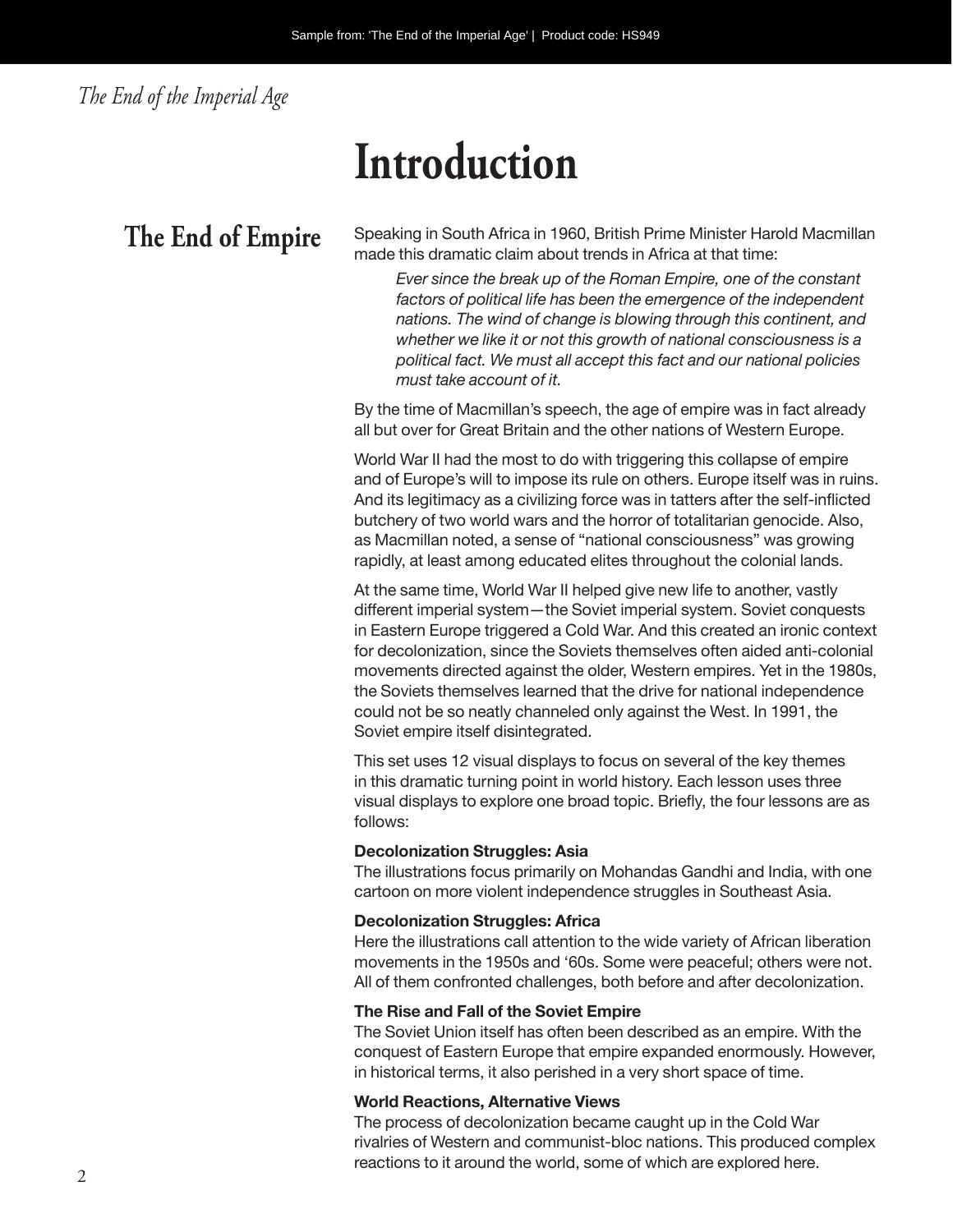# Introduction

## The End of Empire

Speaking in South Africa in 1960, British Prime Minister Harold Macmillan made this dramatic claim about trends in Africa at that time:

> *Ever since the break up of the Roman Empire, one of the constant factors of political life has been the emergence of the independent nations. The wind of change is blowing through this continent, and whether we like it or not this growth of national consciousness is a political fact. We must all accept this fact and our national policies must take account of it.*

By the time of Macmillan's speech, the age of empire was in fact already all but over for Great Britain and the other nations of Western Europe.

World War II had the most to do with triggering this collapse of empire and of Europe's will to impose its rule on others. Europe itself was in ruins. And its legitimacy as a civilizing force was in tatters after the self-inflicted butchery of two world wars and the horror of totalitarian genocide. Also, as Macmillan noted, a sense of "national consciousness" was growing rapidly, at least among educated elites throughout the colonial lands.

At the same time, World War II helped give new life to another, vastly different imperial system—the Soviet imperial system. Soviet conquests in Eastern Europe triggered a Cold War. And this created an ironic context for decolonization, since the Soviets themselves often aided anti-colonial movements directed against the older, Western empires. Yet in the 1980s, the Soviets themselves learned that the drive for national independence could not be so neatly channeled only against the West. In 1991, the Soviet empire itself disintegrated.

This set uses 12 visual displays to focus on several of the key themes in this dramatic turning point in world history. Each lesson uses three visual displays to explore one broad topic. Briefly, the four lessons are as follows:

**Decolonization Struggles: Asia**
The illustrations focus primarily on Mohandas Gandhi and India, with one cartoon on more violent independence struggles in Southeast Asia.

**Decolonization Struggles: Africa**
Here the illustrations call attention to the wide variety of African liberation movements in the 1950s and '60s. Some were peaceful; others were not. All of them confronted challenges, both before and after decolonization.

**The Rise and Fall of the Soviet Empire**
The Soviet Union itself has often been described as an empire. With the conquest of Eastern Europe that empire expanded enormously. However, in historical terms, it also perished in a very short space of time.

**World Reactions, Alternative Views**
The process of decolonization became caught up in the Cold War rivalries of Western and communist-bloc nations. This produced complex reactions to it around the world, some of which are explored here.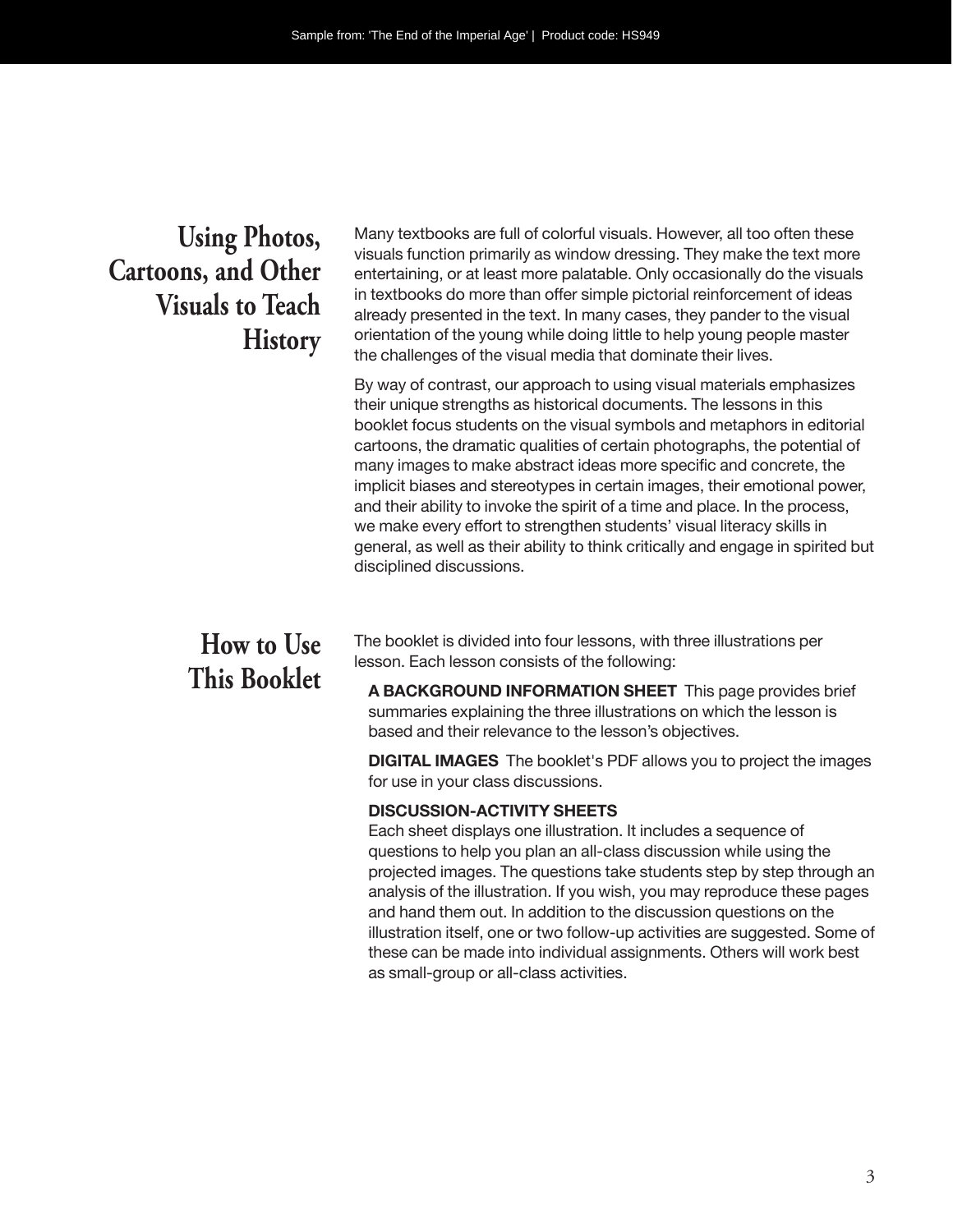## Using Photos, Cartoons, and Other Visuals to Teach History

Many textbooks are full of colorful visuals. However, all too often these visuals function primarily as window dressing. They make the text more entertaining, or at least more palatable. Only occasionally do the visuals in textbooks do more than offer simple pictorial reinforcement of ideas already presented in the text. In many cases, they pander to the visual orientation of the young while doing little to help young people master the challenges of the visual media that dominate their lives.

By way of contrast, our approach to using visual materials emphasizes their unique strengths as historical documents. The lessons in this booklet focus students on the visual symbols and metaphors in editorial cartoons, the dramatic qualities of certain photographs, the potential of many images to make abstract ideas more specific and concrete, the implicit biases and stereotypes in certain images, their emotional power, and their ability to invoke the spirit of a time and place. In the process, we make every effort to strengthen students' visual literacy skills in general, as well as their ability to think critically and engage in spirited but disciplined discussions.

## How to Use This Booklet

The booklet is divided into four lessons, with three illustrations per lesson. Each lesson consists of the following:

**A BACKGROUND INFORMATION SHEET** This page provides brief summaries explaining the three illustrations on which the lesson is based and their relevance to the lesson's objectives.

**DIGITAL IMAGES** The booklet's PDF allows you to project the images for use in your class discussions.

**DISCUSSION-ACTIVITY SHEETS**
Each sheet displays one illustration. It includes a sequence of questions to help you plan an all-class discussion while using the projected images. The questions take students step by step through an analysis of the illustration. If you wish, you may reproduce these pages and hand them out. In addition to the discussion questions on the illustration itself, one or two follow-up activities are suggested. Some of these can be made into individual assignments. Others will work best as small-group or all-class activities.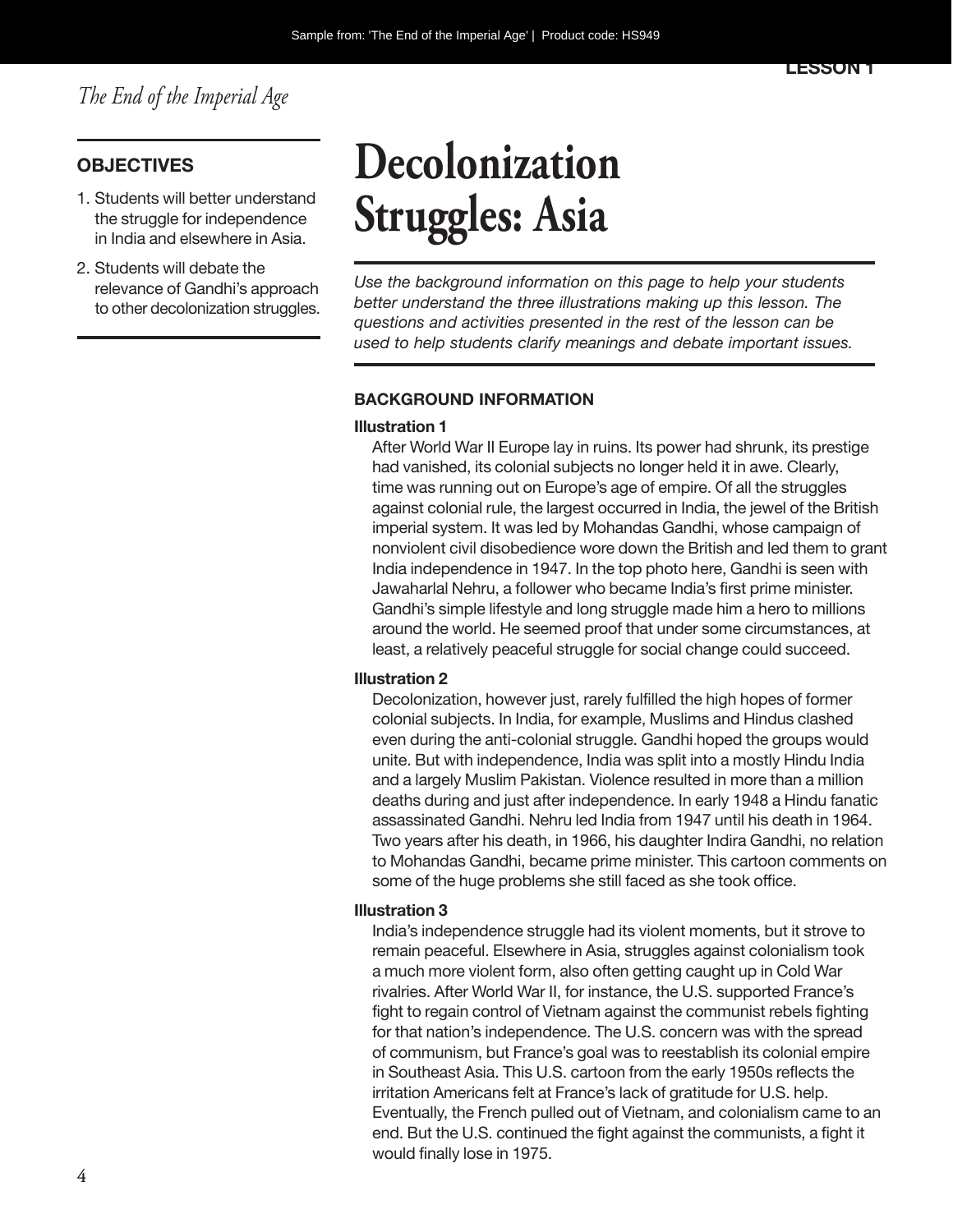# Decolonization Struggles: Asia

## OBJECTIVES

1. Students will better understand the struggle for independence in India and elsewhere in Asia.
2. Students will debate the relevance of Gandhi's approach to other decolonization struggles.

*Use the background information on this page to help your students better understand the three illustrations making up this lesson. The questions and activities presented in the rest of the lesson can be used to help students clarify meanings and debate important issues.*

### BACKGROUND INFORMATION

**Illustration 1**

After World War II Europe lay in ruins. Its power had shrunk, its prestige had vanished, its colonial subjects no longer held it in awe. Clearly, time was running out on Europe's age of empire. Of all the struggles against colonial rule, the largest occurred in India, the jewel of the British imperial system. It was led by Mohandas Gandhi, whose campaign of nonviolent civil disobedience wore down the British and led them to grant India independence in 1947. In the top photo here, Gandhi is seen with Jawaharlal Nehru, a follower who became India's first prime minister. Gandhi's simple lifestyle and long struggle made him a hero to millions around the world. He seemed proof that under some circumstances, at least, a relatively peaceful struggle for social change could succeed.

**Illustration 2**

Decolonization, however just, rarely fulfilled the high hopes of former colonial subjects. In India, for example, Muslims and Hindus clashed even during the anti-colonial struggle. Gandhi hoped the groups would unite. But with independence, India was split into a mostly Hindu India and a largely Muslim Pakistan. Violence resulted in more than a million deaths during and just after independence. In early 1948 a Hindu fanatic assassinated Gandhi. Nehru led India from 1947 until his death in 1964. Two years after his death, in 1966, his daughter Indira Gandhi, no relation to Mohandas Gandhi, became prime minister. This cartoon comments on some of the huge problems she still faced as she took office.

**Illustration 3**

India's independence struggle had its violent moments, but it strove to remain peaceful. Elsewhere in Asia, struggles against colonialism took a much more violent form, also often getting caught up in Cold War rivalries. After World War II, for instance, the U.S. supported France's fight to regain control of Vietnam against the communist rebels fighting for that nation's independence. The U.S. concern was with the spread of communism, but France's goal was to reestablish its colonial empire in Southeast Asia. This U.S. cartoon from the early 1950s reflects the irritation Americans felt at France's lack of gratitude for U.S. help. Eventually, the French pulled out of Vietnam, and colonialism came to an end. But the U.S. continued the fight against the communists, a fight it would finally lose in 1975.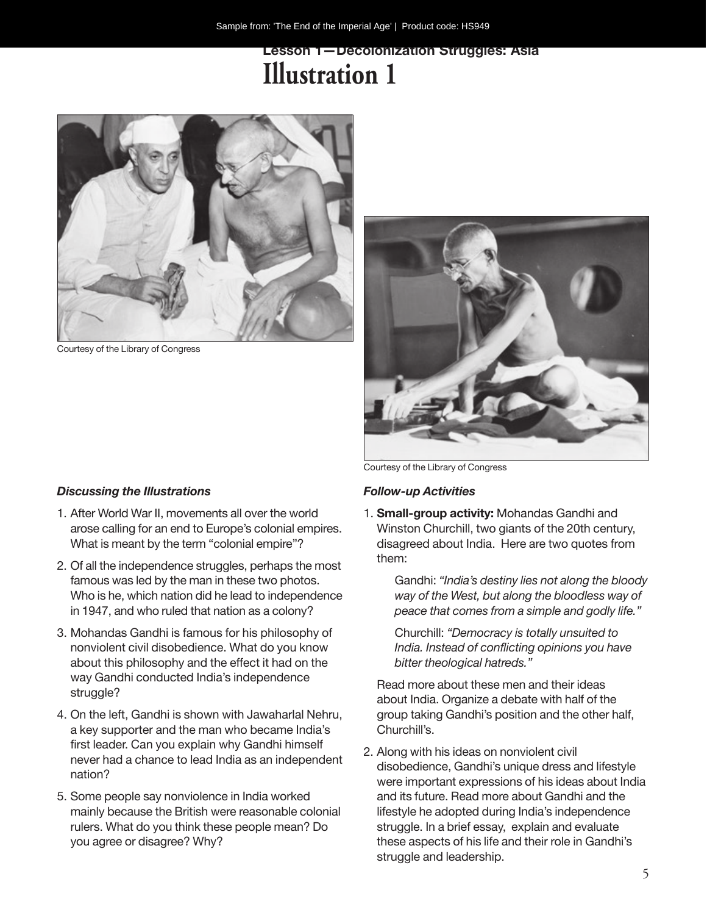## Lesson 1—Decolonization Struggles: Asia

# Illustration 1

Courtesy of the Library of Congress

Courtesy of the Library of Congress

### *Discussing the Illustrations*

1. After World War II, movements all over the world arose calling for an end to Europe's colonial empires. What is meant by the term "colonial empire"?
2. Of all the independence struggles, perhaps the most famous was led by the man in these two photos. Who is he, which nation did he lead to independence in 1947, and who ruled that nation as a colony?
3. Mohandas Gandhi is famous for his philosophy of nonviolent civil disobedience. What do you know about this philosophy and the effect it had on the way Gandhi conducted India's independence struggle?
4. On the left, Gandhi is shown with Jawaharlal Nehru, a key supporter and the man who became India's first leader. Can you explain why Gandhi himself never had a chance to lead India as an independent nation?
5. Some people say nonviolence in India worked mainly because the British were reasonable colonial rulers. What do you think these people mean? Do you agree or disagree? Why?

### *Follow-up Activities*

1. **Small-group activity:** Mohandas Gandhi and Winston Churchill, two giants of the 20th century, disagreed about India. Here are two quotes from them:

   Gandhi: *"India's destiny lies not along the bloody way of the West, but along the bloodless way of peace that comes from a simple and godly life."*

   Churchill: *"Democracy is totally unsuited to India. Instead of conflicting opinions you have bitter theological hatreds."*

   Read more about these men and their ideas about India. Organize a debate with half of the group taking Gandhi's position and the other half, Churchill's.

2. Along with his ideas on nonviolent civil disobedience, Gandhi's unique dress and lifestyle were important expressions of his ideas about India and its future. Read more about Gandhi and the lifestyle he adopted during India's independence struggle. In a brief essay, explain and evaluate these aspects of his life and their role in Gandhi's struggle and leadership.